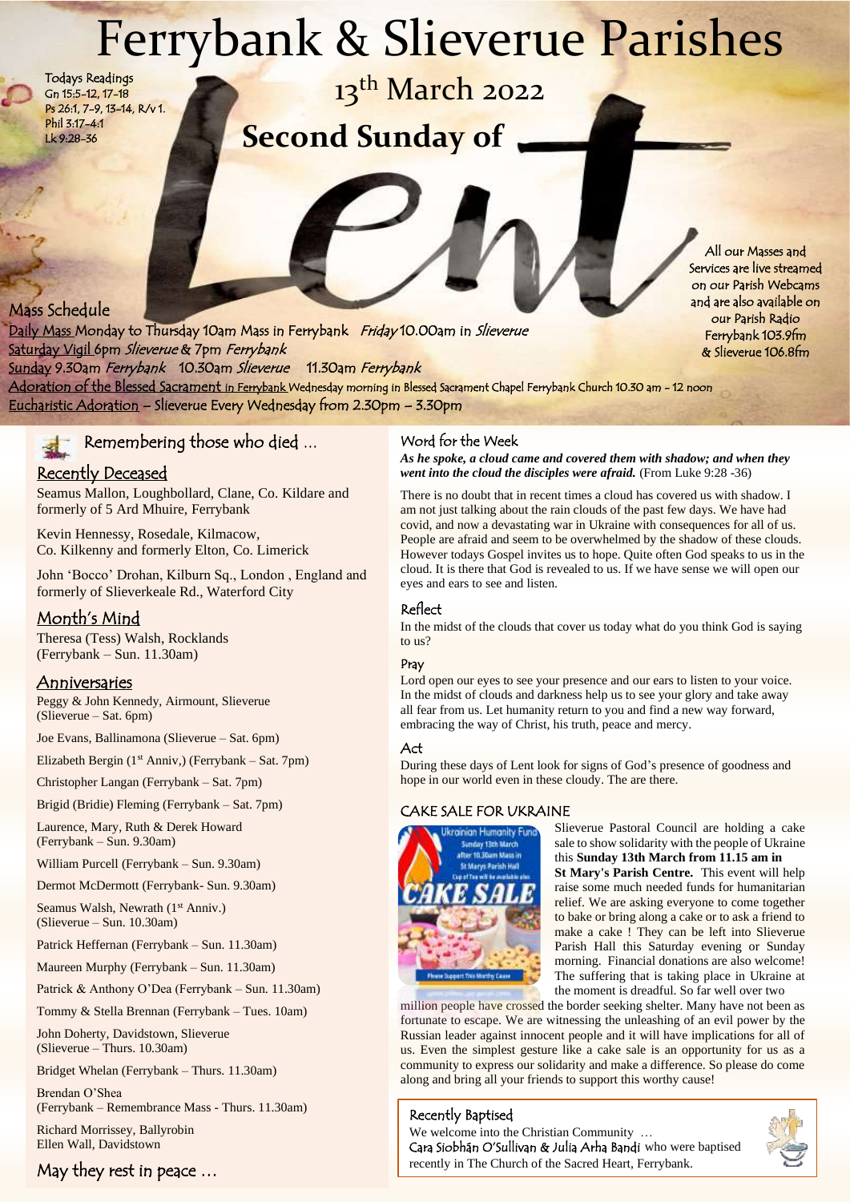# Ferrybank & Slieverue Parishes

Todays Readings
Gn 15:5-12, 17-18
Ps 26:1, 7-9, 13-14, R/v 1.
Phil 3:17-4:1
Lk 9:28-36

## 13th March 2022

## Second Sunday of Lent

All our Masses and Services are live streamed on our Parish Webcams and are also available on our Parish Radio Ferrybank 103.9fm & Slieverue 106.8fm

### Mass Schedule

Daily Mass Monday to Thursday 10am Mass in Ferrybank *Friday* 10.00am in *Slieverue*
Saturday Vigil 6pm *Slieverue* & 7pm *Ferrybank*
Sunday 9.30am *Ferrybank* 10.30am *Slieverue* 11.30am *Ferrybank*
Adoration of the Blessed Sacrament in Ferrybank Wednesday morning in Blessed Sacrament Chapel Ferrybank Church 10.30 am - 12 noon
Eucharistic Adoration – Slieverue Every Wednesday from 2.30pm – 3.30pm

### Remembering those who died …

#### Recently Deceased

Seamus Mallon, Loughbollard, Clane, Co. Kildare and formerly of 5 Ard Mhuire, Ferrybank

Kevin Hennessy, Rosedale, Kilmacow, Co. Kilkenny and formerly Elton, Co. Limerick

John 'Bocco' Drohan, Kilburn Sq., London , England and formerly of Slieverkeale Rd., Waterford City

#### Month's Mind

Theresa (Tess) Walsh, Rocklands (Ferrybank – Sun. 11.30am)

#### Anniversaries

Peggy & John Kennedy, Airmount, Slieverue (Slieverue – Sat. 6pm)

Joe Evans, Ballinamona (Slieverue – Sat. 6pm)

Elizabeth Bergin (1st Anniv,) (Ferrybank – Sat. 7pm)

Christopher Langan (Ferrybank – Sat. 7pm)

Brigid (Bridie) Fleming (Ferrybank – Sat. 7pm)

Laurence, Mary, Ruth & Derek Howard (Ferrybank – Sun. 9.30am)

William Purcell (Ferrybank – Sun. 9.30am)

Dermot McDermott (Ferrybank- Sun. 9.30am)

Seamus Walsh, Newrath (1st Anniv.) (Slieverue – Sun. 10.30am)

Patrick Heffernan (Ferrybank – Sun. 11.30am)

Maureen Murphy (Ferrybank – Sun. 11.30am)

Patrick & Anthony O'Dea (Ferrybank – Sun. 11.30am)

Tommy & Stella Brennan (Ferrybank – Tues. 10am)

John Doherty, Davidstown, Slieverue (Slieverue – Thurs. 10.30am)

Bridget Whelan (Ferrybank – Thurs. 11.30am)

Brendan O'Shea (Ferrybank – Remembrance Mass - Thurs. 11.30am)

Richard Morrissey, Ballyrobin
Ellen Wall, Davidstown

May they rest in peace …

### Word for the Week

***As he spoke, a cloud came and covered them with shadow; and when they went into the cloud the disciples were afraid.*** (From Luke 9:28 -36)

There is no doubt that in recent times a cloud has covered us with shadow. I am not just talking about the rain clouds of the past few days. We have had covid, and now a devastating war in Ukraine with consequences for all of us. People are afraid and seem to be overwhelmed by the shadow of these clouds. However todays Gospel invites us to hope. Quite often God speaks to us in the cloud. It is there that God is revealed to us. If we have sense we will open our eyes and ears to see and listen.

#### Reflect

In the midst of the clouds that cover us today what do you think God is saying to us?

#### Pray

Lord open our eyes to see your presence and our ears to listen to your voice. In the midst of clouds and darkness help us to see your glory and take away all fear from us. Let humanity return to you and find a new way forward, embracing the way of Christ, his truth, peace and mercy.

#### Act

During these days of Lent look for signs of God's presence of goodness and hope in our world even in these cloudy. The are there.

### CAKE SALE FOR UKRAINE

Ukrainian Humanity Fund
Sunday 13th March
after 10.30am Mass in
St Marys Parish Hall
Cup of Tea will be available also
CAKE SALE
Please Support This Worthy Cause

Slieverue Pastoral Council are holding a cake sale to show solidarity with the people of Ukraine this **Sunday 13th March from 11.15 am in St Mary's Parish Centre.** This event will help raise some much needed funds for humanitarian relief. We are asking everyone to come together to bake or bring along a cake or to ask a friend to make a cake ! They can be left into Slieverue Parish Hall this Saturday evening or Sunday morning. Financial donations are also welcome! The suffering that is taking place in Ukraine at the moment is dreadful. So far well over two million people have crossed the border seeking shelter. Many have not been as fortunate to escape. We are witnessing the unleashing of an evil power by the Russian leader against innocent people and it will have implications for all of us. Even the simplest gesture like a cake sale is an opportunity for us as a community to express our solidarity and make a difference. So please do come along and bring all your friends to support this worthy cause!

### Recently Baptised

We welcome into the Christian Community …
Cara Siobhān O'Sullivan & Julia Arha Bandi who were baptised recently in The Church of the Sacred Heart, Ferrybank.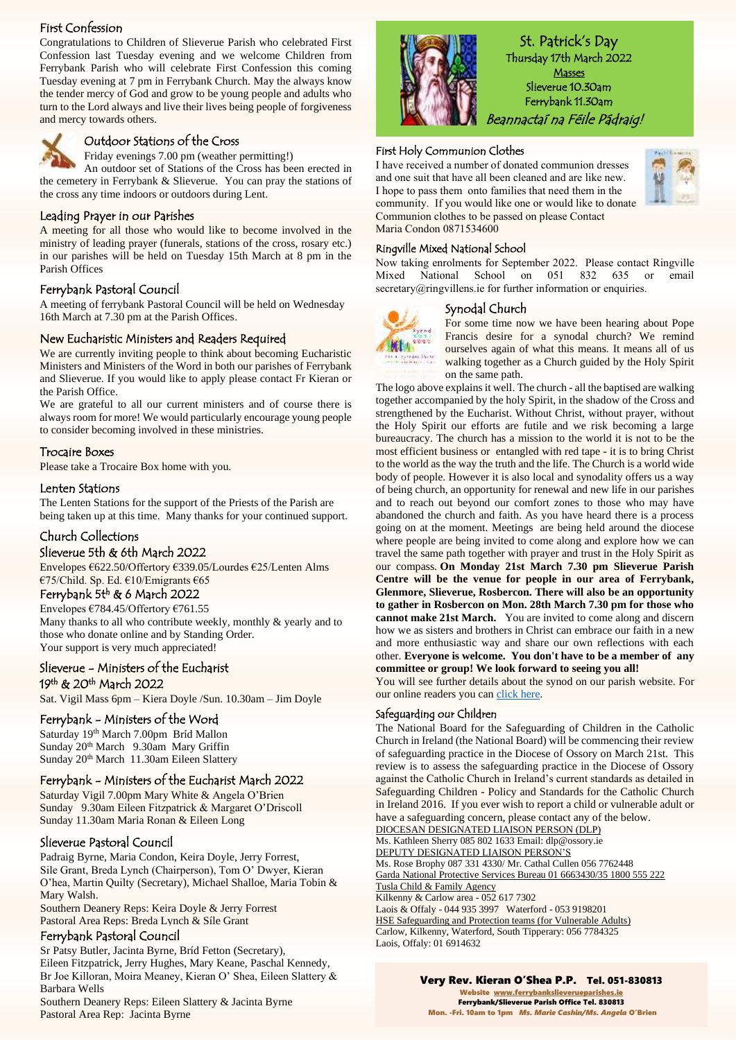## First Confession

Congratulations to Children of Slieverue Parish who celebrated First Confession last Tuesday evening and we welcome Children from Ferrybank Parish who will celebrate First Confession this coming Tuesday evening at 7 pm in Ferrybank Church. May the always know the tender mercy of God and grow to be young people and adults who turn to the Lord always and live their lives being people of forgiveness and mercy towards others.

## Outdoor Stations of the Cross

Friday evenings 7.00 pm (weather permitting!)

An outdoor set of Stations of the Cross has been erected in the cemetery in Ferrybank & Slieverue. You can pray the stations of the cross any time indoors or outdoors during Lent.

## Leading Prayer in our Parishes

A meeting for all those who would like to become involved in the ministry of leading prayer (funerals, stations of the cross, rosary etc.) in our parishes will be held on Tuesday 15th March at 8 pm in the Parish Offices

## Ferrybank Pastoral Council

A meeting of ferrybank Pastoral Council will be held on Wednesday 16th March at 7.30 pm at the Parish Offices.

## New Eucharistic Ministers and Readers Required

We are currently inviting people to think about becoming Eucharistic Ministers and Ministers of the Word in both our parishes of Ferrybank and Slieverue. If you would like to apply please contact Fr Kieran or the Parish Office.

We are grateful to all our current ministers and of course there is always room for more! We would particularly encourage young people to consider becoming involved in these ministries.

## Trocaire Boxes

Please take a Trocaire Box home with you.

## Lenten Stations

The Lenten Stations for the support of the Priests of the Parish are being taken up at this time. Many thanks for your continued support.

## Church Collections

### Slieverue 5th & 6th March 2022

Envelopes €622.50/Offertory €339.05/Lourdes €25/Lenten Alms €75/Child. Sp. Ed. €10/Emigrants €65

### Ferrybank 5th & 6 March 2022

Envelopes €784.45/Offertory €761.55

Many thanks to all who contribute weekly, monthly & yearly and to those who donate online and by Standing Order.

Your support is very much appreciated!

## Slieverue - Ministers of the Eucharist 19th & 20th March 2022

Sat. Vigil Mass 6pm – Kiera Doyle /Sun. 10.30am – Jim Doyle

## Ferrybank - Ministers of the Word

Saturday 19th March 7.00pm Bríd Mallon
Sunday 20th March 9.30am Mary Griffin
Sunday 20th March 11.30am Eileen Slattery

## Ferrybank - Ministers of the Eucharist March 2022

Saturday Vigil 7.00pm Mary White & Angela O'Brien
Sunday 9.30am Eileen Fitzpatrick & Margaret O'Driscoll
Sunday 11.30am Maria Ronan & Eileen Long

## Slieverue Pastoral Council

Padraig Byrne, Maria Condon, Keira Doyle, Jerry Forrest, Sile Grant, Breda Lynch (Chairperson), Tom O' Dwyer, Kieran O'hea, Martin Quilty (Secretary), Michael Shalloe, Maria Tobin & Mary Walsh.

Southern Deanery Reps: Keira Doyle & Jerry Forrest
Pastoral Area Reps: Breda Lynch & Síle Grant

## Ferrybank Pastoral Council

Sr Patsy Butler, Jacinta Byrne, Bríd Fetton (Secretary), Eileen Fitzpatrick, Jerry Hughes, Mary Keane, Paschal Kennedy, Br Joe Killoran, Moira Meaney, Kieran O' Shea, Eileen Slattery & Barbara Wells

Southern Deanery Reps: Eileen Slattery & Jacinta Byrne
Pastoral Area Rep: Jacinta Byrne

## St. Patrick's Day

Thursday 17th March 2022

Masses

Slieverue 10.30am
Ferrybank 11.30am

*Beannactaí na Féile Pádraig!*

## First Holy Communion Clothes

I have received a number of donated communion dresses and one suit that have all been cleaned and are like new. I hope to pass them onto families that need them in the community. If you would like one or would like to donate Communion clothes to be passed on please Contact Maria Condon 0871534600

## Ringville Mixed National School

Now taking enrolments for September 2022. Please contact Ringville Mixed National School on 051 832 635 or email secretary@ringvillens.ie for further information or enquiries.

## Synodal Church

For some time now we have been hearing about Pope Francis desire for a synodal church? We remind ourselves again of what this means. It means all of us walking together as a Church guided by the Holy Spirit on the same path.

The logo above explains it well. The church - all the baptised are walking together accompanied by the holy Spirit, in the shadow of the Cross and strengthened by the Eucharist. Without Christ, without prayer, without the Holy Spirit our efforts are futile and we risk becoming a large bureaucracy. The church has a mission to the world it is not to be the most efficient business or entangled with red tape - it is to bring Christ to the world as the way the truth and the life. The Church is a world wide body of people. However it is also local and synodality offers us a way of being church, an opportunity for renewal and new life in our parishes and to reach out beyond our comfort zones to those who may have abandoned the church and faith. As you have heard there is a process going on at the moment. Meetings are being held around the diocese where people are being invited to come along and explore how we can travel the same path together with prayer and trust in the Holy Spirit as our compass. **On Monday 21st March 7.30 pm Slieverue Parish Centre will be the venue for people in our area of Ferrybank, Glenmore, Slieverue, Rosbercon. There will also be an opportunity to gather in Rosbercon on Mon. 28th March 7.30 pm for those who cannot make 21st March.** You are invited to come along and discern how we as sisters and brothers in Christ can embrace our faith in a new and more enthusiastic way and share our own reflections with each other. **Everyone is welcome. You don't have to be a member of any committee or group! We look forward to seeing you all!**

You will see further details about the synod on our parish website. For our online readers you can click here.

## Safeguarding our Children

The National Board for the Safeguarding of Children in the Catholic Church in Ireland (the National Board) will be commencing their review of safeguarding practice in the Diocese of Ossory on March 21st. This review is to assess the safeguarding practice in the Diocese of Ossory against the Catholic Church in Ireland's current standards as detailed in Safeguarding Children - Policy and Standards for the Catholic Church in Ireland 2016. If you ever wish to report a child or vulnerable adult or have a safeguarding concern, please contact any of the below.

DIOCESAN DESIGNATED LIAISON PERSON (DLP)
Ms. Kathleen Sherry 085 802 1633 Email: dlp@ossory.ie
DEPUTY DESIGNATED LIAISON PERSON'S
Ms. Rose Brophy 087 331 4330/ Mr. Cathal Cullen 056 7762448
Garda National Protective Services Bureau 01 6663430/35 1800 555 222
Tusla Child & Family Agency
Kilkenny & Carlow area - 052 617 7302
Laois & Offaly - 044 935 3997 Waterford - 053 9198201
HSE Safeguarding and Protection teams (for Vulnerable Adults)
Carlow, Kilkenny, Waterford, South Tipperary: 056 7784325
Laois, Offaly: 01 6914632

**Very Rev. Kieran O'Shea P.P. Tel. 051-830813**
Website www.ferrybankslieverueparishes.ie
Ferrybank/Slieverue Parish Office Tel. 830813
Mon. -Fri. 10am to 1pm *Ms. Marie Cashin/Ms. Angela* O'Brien